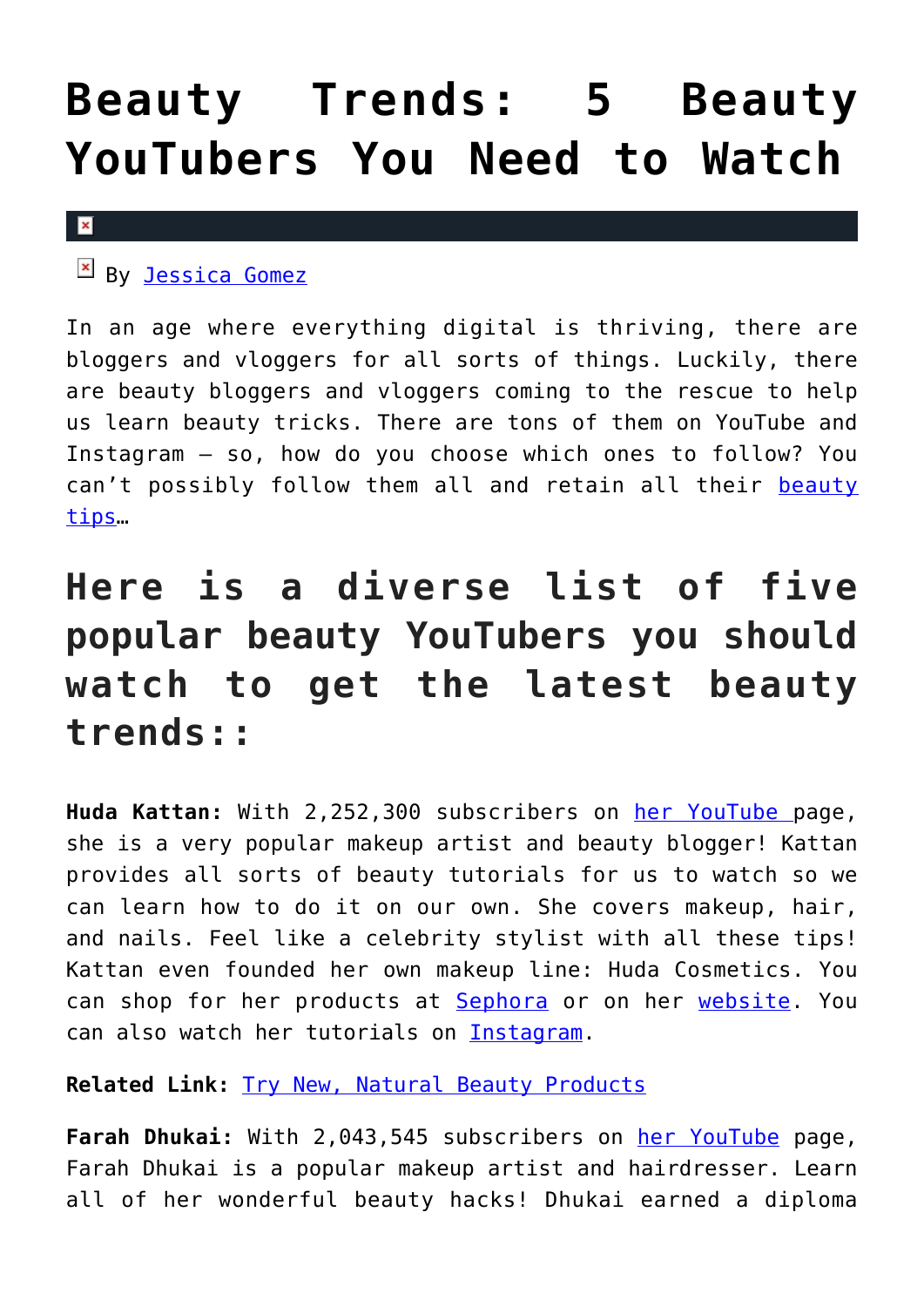# Beauty Trends: 5 Beauty YouTubers You Need to Watch

By Jessica Gomez

In an age where everything digital is thriving, there are bloggers and vloggers for all sorts of things. Luckily, there are beauty bloggers and vloggers coming to the rescue to help us learn beauty tricks. There are tons of them on YouTube and Instagram – so, how do you choose which ones to follow? You can't possibly follow them all and retain all their beauty tips…

## Here is a diverse list of five popular beauty YouTubers you should watch to get the latest beauty trends::

**Huda Kattan:** With 2,252,300 subscribers on her YouTube page, she is a very popular makeup artist and beauty blogger! Kattan provides all sorts of beauty tutorials for us to watch so we can learn how to do it on our own. She covers makeup, hair, and nails. Feel like a celebrity stylist with all these tips! Kattan even founded her own makeup line: Huda Cosmetics. You can shop for her products at Sephora or on her website. You can also watch her tutorials on Instagram.

**Related Link:** Try New, Natural Beauty Products

**Farah Dhukai:** With 2,043,545 subscribers on her YouTube page, Farah Dhukai is a popular makeup artist and hairdresser. Learn all of her wonderful beauty hacks! Dhukai earned a diploma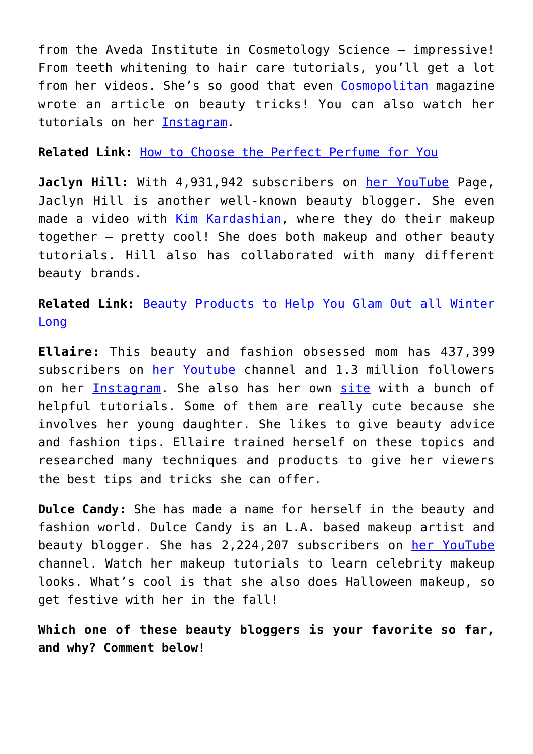from the Aveda Institute in Cosmetology Science – impressive! From teeth whitening to hair care tutorials, you'll get a lot from her videos. She's so good that even Cosmopolitan magazine wrote an article on beauty tricks! You can also watch her tutorials on her Instagram.

**Related Link:** How to Choose the Perfect Perfume for You

**Jaclyn Hill:** With 4,931,942 subscribers on her YouTube Page, Jaclyn Hill is another well-known beauty blogger. She even made a video with Kim Kardashian, where they do their makeup together – pretty cool! She does both makeup and other beauty tutorials. Hill also has collaborated with many different beauty brands.

**Related Link:** Beauty Products to Help You Glam Out all Winter Long

**Ellaire:** This beauty and fashion obsessed mom has 437,399 subscribers on her Youtube channel and 1.3 million followers on her Instagram. She also has her own site with a bunch of helpful tutorials. Some of them are really cute because she involves her young daughter. She likes to give beauty advice and fashion tips. Ellaire trained herself on these topics and researched many techniques and products to give her viewers the best tips and tricks she can offer.

**Dulce Candy:** She has made a name for herself in the beauty and fashion world. Dulce Candy is an L.A. based makeup artist and beauty blogger. She has 2,224,207 subscribers on her YouTube channel. Watch her makeup tutorials to learn celebrity makeup looks. What's cool is that she also does Halloween makeup, so get festive with her in the fall!

**Which one of these beauty bloggers is your favorite so far, and why? Comment below!**